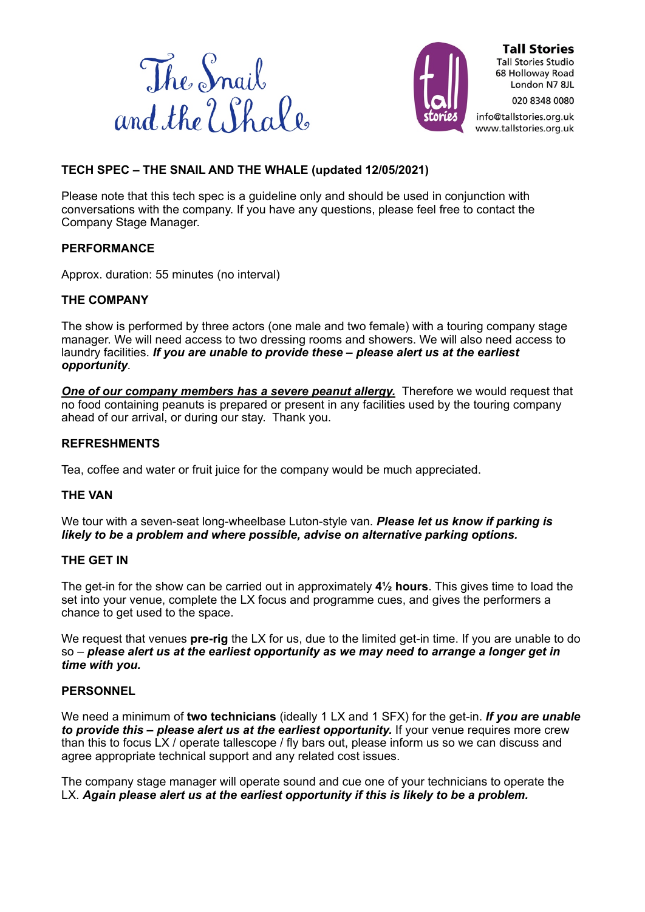The Snail and the Whale

**Tall Stories**
Tall Stories Studio
68 Holloway Road
London N7 8JL
020 8348 0080
info@tallstories.org.uk
www.tallstories.org.uk

**TECH SPEC – THE SNAIL AND THE WHALE (updated 12/05/2021)**

Please note that this tech spec is a guideline only and should be used in conjunction with conversations with the company. If you have any questions, please feel free to contact the Company Stage Manager.

**PERFORMANCE**

Approx. duration: 55 minutes (no interval)

**THE COMPANY**

The show is performed by three actors (one male and two female) with a touring company stage manager. We will need access to two dressing rooms and showers. We will also need access to laundry facilities. ***If you are unable to provide these – please alert us at the earliest opportunity***.

***One of our company members has a severe peanut allergy.*** Therefore we would request that no food containing peanuts is prepared or present in any facilities used by the touring company ahead of our arrival, or during our stay. Thank you.

**REFRESHMENTS**

Tea, coffee and water or fruit juice for the company would be much appreciated.

**THE VAN**

We tour with a seven-seat long-wheelbase Luton-style van. ***Please let us know if parking is likely to be a problem and where possible, advise on alternative parking options.***

**THE GET IN**

The get-in for the show can be carried out in approximately **4½ hours**. This gives time to load the set into your venue, complete the LX focus and programme cues, and gives the performers a chance to get used to the space.

We request that venues **pre-rig** the LX for us, due to the limited get-in time. If you are unable to do so – ***please alert us at the earliest opportunity as we may need to arrange a longer get in time with you.***

**PERSONNEL**

We need a minimum of **two technicians** (ideally 1 LX and 1 SFX) for the get-in. ***If you are unable to provide this – please alert us at the earliest opportunity.*** If your venue requires more crew than this to focus LX / operate tallescope / fly bars out, please inform us so we can discuss and agree appropriate technical support and any related cost issues.

The company stage manager will operate sound and cue one of your technicians to operate the LX. ***Again please alert us at the earliest opportunity if this is likely to be a problem.***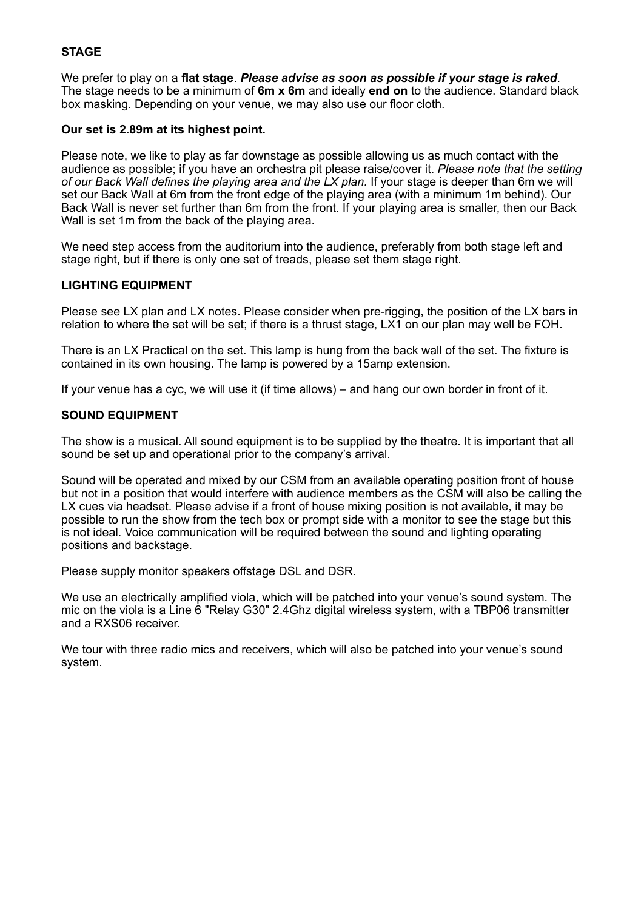### STAGE

We prefer to play on a **flat stage**. ***Please advise as soon as possible if your stage is raked***. The stage needs to be a minimum of **6m x 6m** and ideally **end on** to the audience. Standard black box masking. Depending on your venue, we may also use our floor cloth.

**Our set is 2.89m at its highest point.**

Please note, we like to play as far downstage as possible allowing us as much contact with the audience as possible; if you have an orchestra pit please raise/cover it. *Please note that the setting of our Back Wall defines the playing area and the LX plan.* If your stage is deeper than 6m we will set our Back Wall at 6m from the front edge of the playing area (with a minimum 1m behind). Our Back Wall is never set further than 6m from the front. If your playing area is smaller, then our Back Wall is set 1m from the back of the playing area.

We need step access from the auditorium into the audience, preferably from both stage left and stage right, but if there is only one set of treads, please set them stage right.

### LIGHTING EQUIPMENT

Please see LX plan and LX notes. Please consider when pre-rigging, the position of the LX bars in relation to where the set will be set; if there is a thrust stage, LX1 on our plan may well be FOH.

There is an LX Practical on the set. This lamp is hung from the back wall of the set. The fixture is contained in its own housing. The lamp is powered by a 15amp extension.

If your venue has a cyc, we will use it (if time allows) – and hang our own border in front of it.

### SOUND EQUIPMENT

The show is a musical. All sound equipment is to be supplied by the theatre. It is important that all sound be set up and operational prior to the company's arrival.

Sound will be operated and mixed by our CSM from an available operating position front of house but not in a position that would interfere with audience members as the CSM will also be calling the LX cues via headset. Please advise if a front of house mixing position is not available, it may be possible to run the show from the tech box or prompt side with a monitor to see the stage but this is not ideal. Voice communication will be required between the sound and lighting operating positions and backstage.

Please supply monitor speakers offstage DSL and DSR.

We use an electrically amplified viola, which will be patched into your venue's sound system. The mic on the viola is a Line 6 "Relay G30" 2.4Ghz digital wireless system, with a TBP06 transmitter and a RXS06 receiver.

We tour with three radio mics and receivers, which will also be patched into your venue's sound system.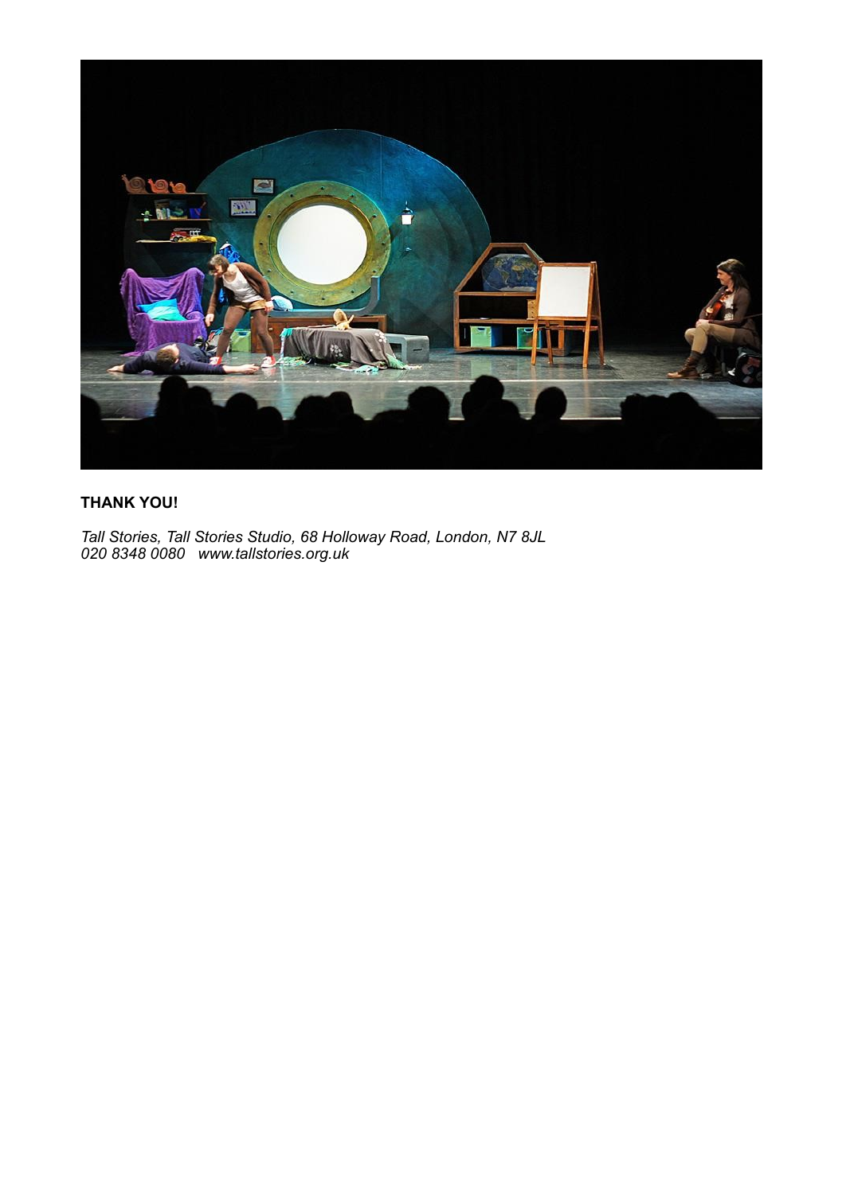**THANK YOU!**

*Tall Stories, Tall Stories Studio, 68 Holloway Road, London, N7 8JL*
*020 8348 0080   www.tallstories.org.uk*